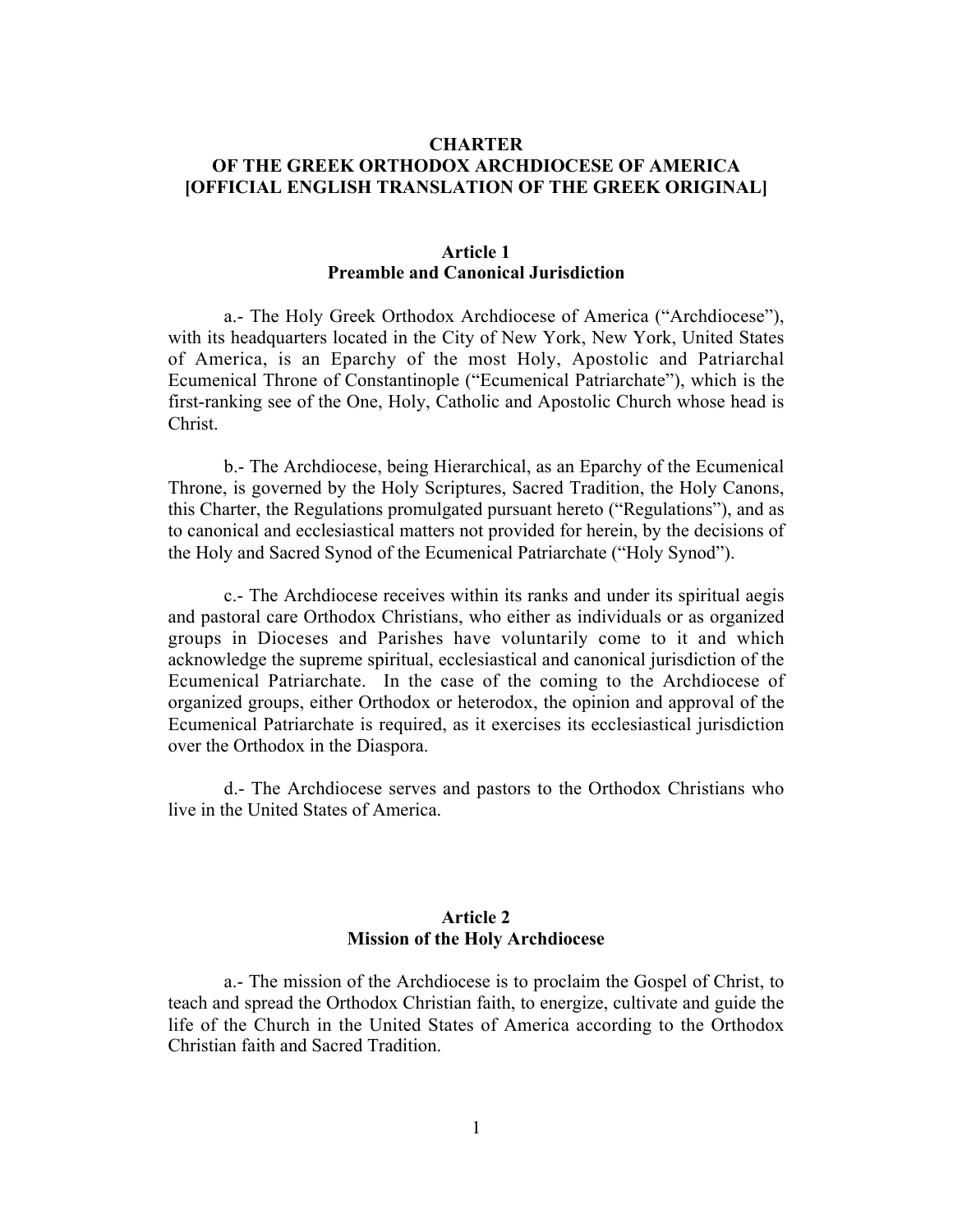# CHARTER
# OF THE GREEK ORTHODOX ARCHDIOCESE OF AMERICA
# [OFFICIAL ENGLISH TRANSLATION OF THE GREEK ORIGINAL]

## Article 1
## Preamble and Canonical Jurisdiction

a.- The Holy Greek Orthodox Archdiocese of America ("Archdiocese"), with its headquarters located in the City of New York, New York, United States of America, is an Eparchy of the most Holy, Apostolic and Patriarchal Ecumenical Throne of Constantinople ("Ecumenical Patriarchate"), which is the first-ranking see of the One, Holy, Catholic and Apostolic Church whose head is Christ.

b.- The Archdiocese, being Hierarchical, as an Eparchy of the Ecumenical Throne, is governed by the Holy Scriptures, Sacred Tradition, the Holy Canons, this Charter, the Regulations promulgated pursuant hereto ("Regulations"), and as to canonical and ecclesiastical matters not provided for herein, by the decisions of the Holy and Sacred Synod of the Ecumenical Patriarchate ("Holy Synod").

c.- The Archdiocese receives within its ranks and under its spiritual aegis and pastoral care Orthodox Christians, who either as individuals or as organized groups in Dioceses and Parishes have voluntarily come to it and which acknowledge the supreme spiritual, ecclesiastical and canonical jurisdiction of the Ecumenical Patriarchate. In the case of the coming to the Archdiocese of organized groups, either Orthodox or heterodox, the opinion and approval of the Ecumenical Patriarchate is required, as it exercises its ecclesiastical jurisdiction over the Orthodox in the Diaspora.

d.- The Archdiocese serves and pastors to the Orthodox Christians who live in the United States of America.

## Article 2
## Mission of the Holy Archdiocese

a.- The mission of the Archdiocese is to proclaim the Gospel of Christ, to teach and spread the Orthodox Christian faith, to energize, cultivate and guide the life of the Church in the United States of America according to the Orthodox Christian faith and Sacred Tradition.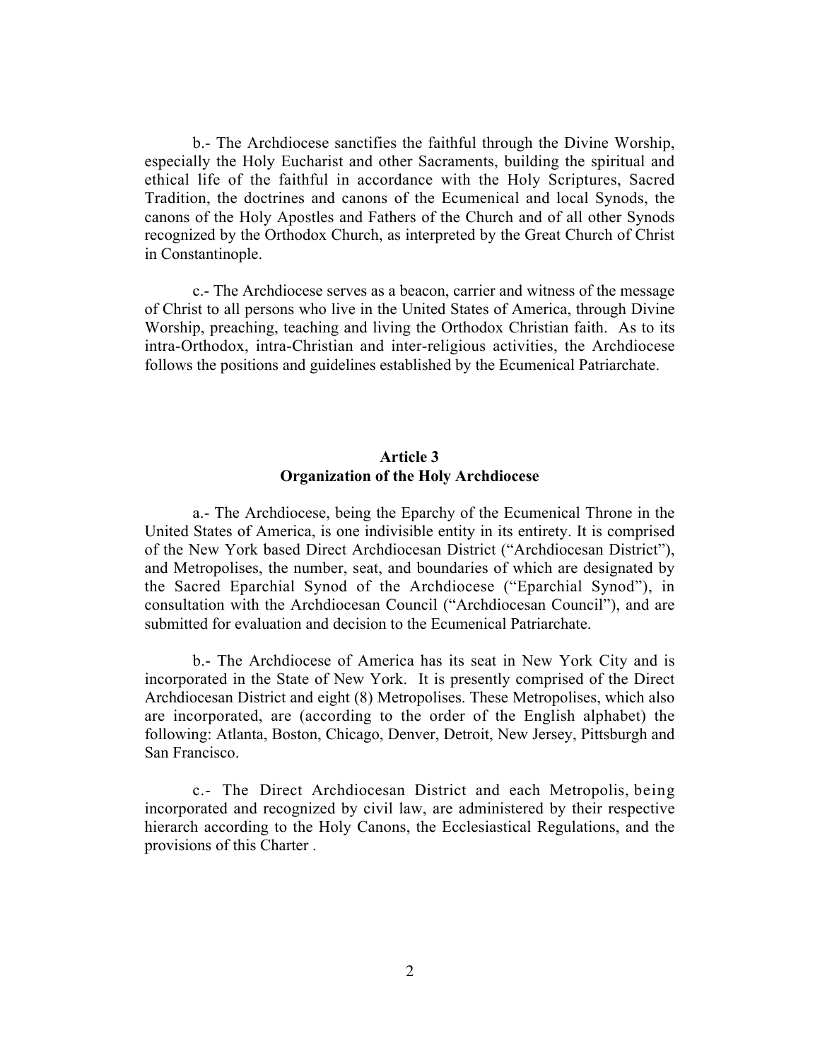b.- The Archdiocese sanctifies the faithful through the Divine Worship, especially the Holy Eucharist and other Sacraments, building the spiritual and ethical life of the faithful in accordance with the Holy Scriptures, Sacred Tradition, the doctrines and canons of the Ecumenical and local Synods, the canons of the Holy Apostles and Fathers of the Church and of all other Synods recognized by the Orthodox Church, as interpreted by the Great Church of Christ in Constantinople.

c.- The Archdiocese serves as a beacon, carrier and witness of the message of Christ to all persons who live in the United States of America, through Divine Worship, preaching, teaching and living the Orthodox Christian faith. As to its intra-Orthodox, intra-Christian and inter-religious activities, the Archdiocese follows the positions and guidelines established by the Ecumenical Patriarchate.

## Article 3
## Organization of the Holy Archdiocese

a.- The Archdiocese, being the Eparchy of the Ecumenical Throne in the United States of America, is one indivisible entity in its entirety. It is comprised of the New York based Direct Archdiocesan District ("Archdiocesan District"), and Metropolises, the number, seat, and boundaries of which are designated by the Sacred Eparchial Synod of the Archdiocese ("Eparchial Synod"), in consultation with the Archdiocesan Council ("Archdiocesan Council"), and are submitted for evaluation and decision to the Ecumenical Patriarchate.

b.- The Archdiocese of America has its seat in New York City and is incorporated in the State of New York. It is presently comprised of the Direct Archdiocesan District and eight (8) Metropolises. These Metropolises, which also are incorporated, are (according to the order of the English alphabet) the following: Atlanta, Boston, Chicago, Denver, Detroit, New Jersey, Pittsburgh and San Francisco.

c.- The Direct Archdiocesan District and each Metropolis, being incorporated and recognized by civil law, are administered by their respective hierarch according to the Holy Canons, the Ecclesiastical Regulations, and the provisions of this Charter .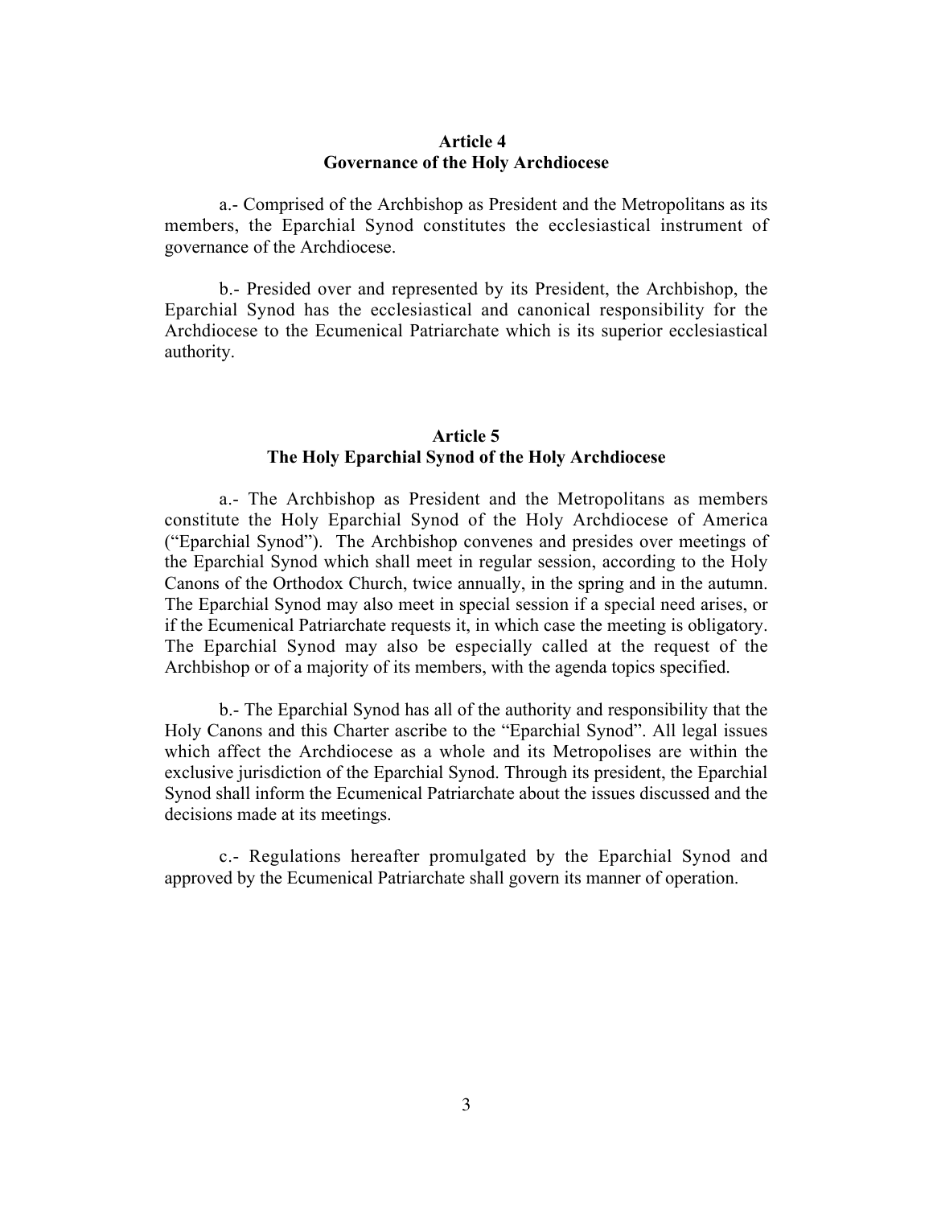## Article 4
## Governance of the Holy Archdiocese

a.- Comprised of the Archbishop as President and the Metropolitans as its members, the Eparchial Synod constitutes the ecclesiastical instrument of governance of the Archdiocese.

b.- Presided over and represented by its President, the Archbishop, the Eparchial Synod has the ecclesiastical and canonical responsibility for the Archdiocese to the Ecumenical Patriarchate which is its superior ecclesiastical authority.

## Article 5
## The Holy Eparchial Synod of the Holy Archdiocese

a.- The Archbishop as President and the Metropolitans as members constitute the Holy Eparchial Synod of the Holy Archdiocese of America ("Eparchial Synod"). The Archbishop convenes and presides over meetings of the Eparchial Synod which shall meet in regular session, according to the Holy Canons of the Orthodox Church, twice annually, in the spring and in the autumn. The Eparchial Synod may also meet in special session if a special need arises, or if the Ecumenical Patriarchate requests it, in which case the meeting is obligatory. The Eparchial Synod may also be especially called at the request of the Archbishop or of a majority of its members, with the agenda topics specified.

b.- The Eparchial Synod has all of the authority and responsibility that the Holy Canons and this Charter ascribe to the "Eparchial Synod". All legal issues which affect the Archdiocese as a whole and its Metropolises are within the exclusive jurisdiction of the Eparchial Synod. Through its president, the Eparchial Synod shall inform the Ecumenical Patriarchate about the issues discussed and the decisions made at its meetings.

c.- Regulations hereafter promulgated by the Eparchial Synod and approved by the Ecumenical Patriarchate shall govern its manner of operation.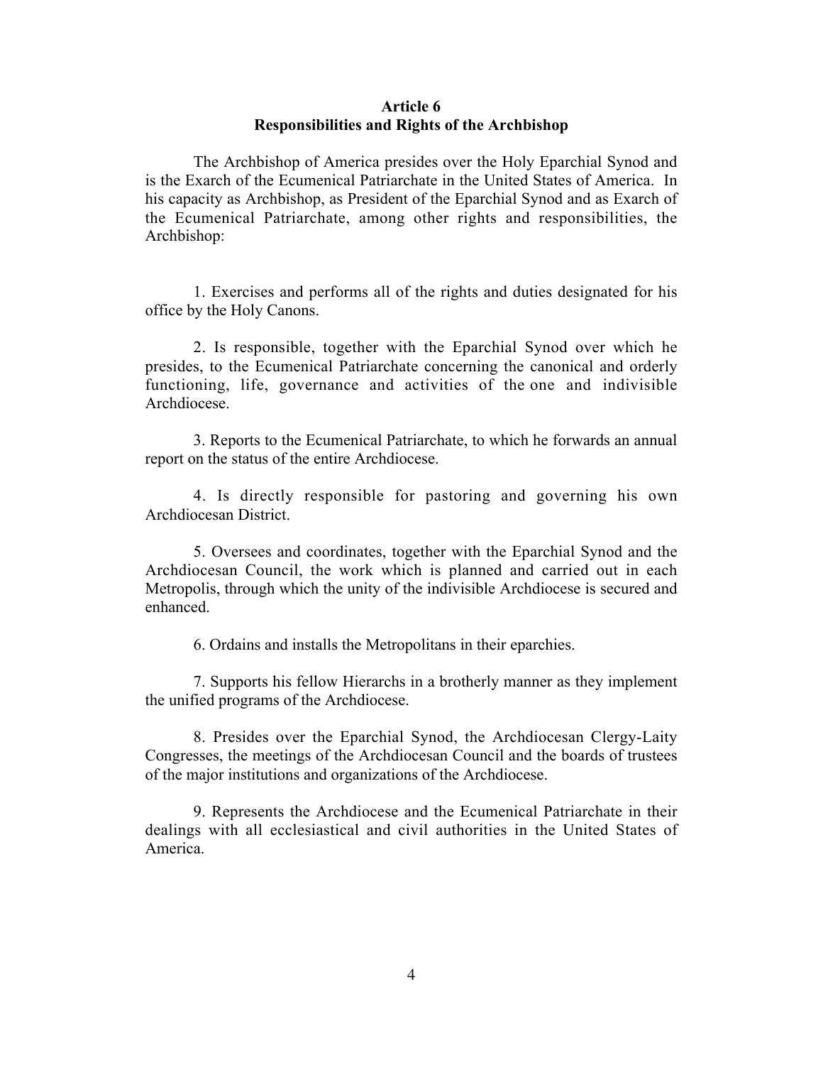## Article 6
## Responsibilities and Rights of the Archbishop

The Archbishop of America presides over the Holy Eparchial Synod and is the Exarch of the Ecumenical Patriarchate in the United States of America. In his capacity as Archbishop, as President of the Eparchial Synod and as Exarch of the Ecumenical Patriarchate, among other rights and responsibilities, the Archbishop:

1. Exercises and performs all of the rights and duties designated for his office by the Holy Canons.

2. Is responsible, together with the Eparchial Synod over which he presides, to the Ecumenical Patriarchate concerning the canonical and orderly functioning, life, governance and activities of the one and indivisible Archdiocese.

3. Reports to the Ecumenical Patriarchate, to which he forwards an annual report on the status of the entire Archdiocese.

4. Is directly responsible for pastoring and governing his own Archdiocesan District.

5. Oversees and coordinates, together with the Eparchial Synod and the Archdiocesan Council, the work which is planned and carried out in each Metropolis, through which the unity of the indivisible Archdiocese is secured and enhanced.

6. Ordains and installs the Metropolitans in their eparchies.

7. Supports his fellow Hierarchs in a brotherly manner as they implement the unified programs of the Archdiocese.

8. Presides over the Eparchial Synod, the Archdiocesan Clergy-Laity Congresses, the meetings of the Archdiocesan Council and the boards of trustees of the major institutions and organizations of the Archdiocese.

9. Represents the Archdiocese and the Ecumenical Patriarchate in their dealings with all ecclesiastical and civil authorities in the United States of America.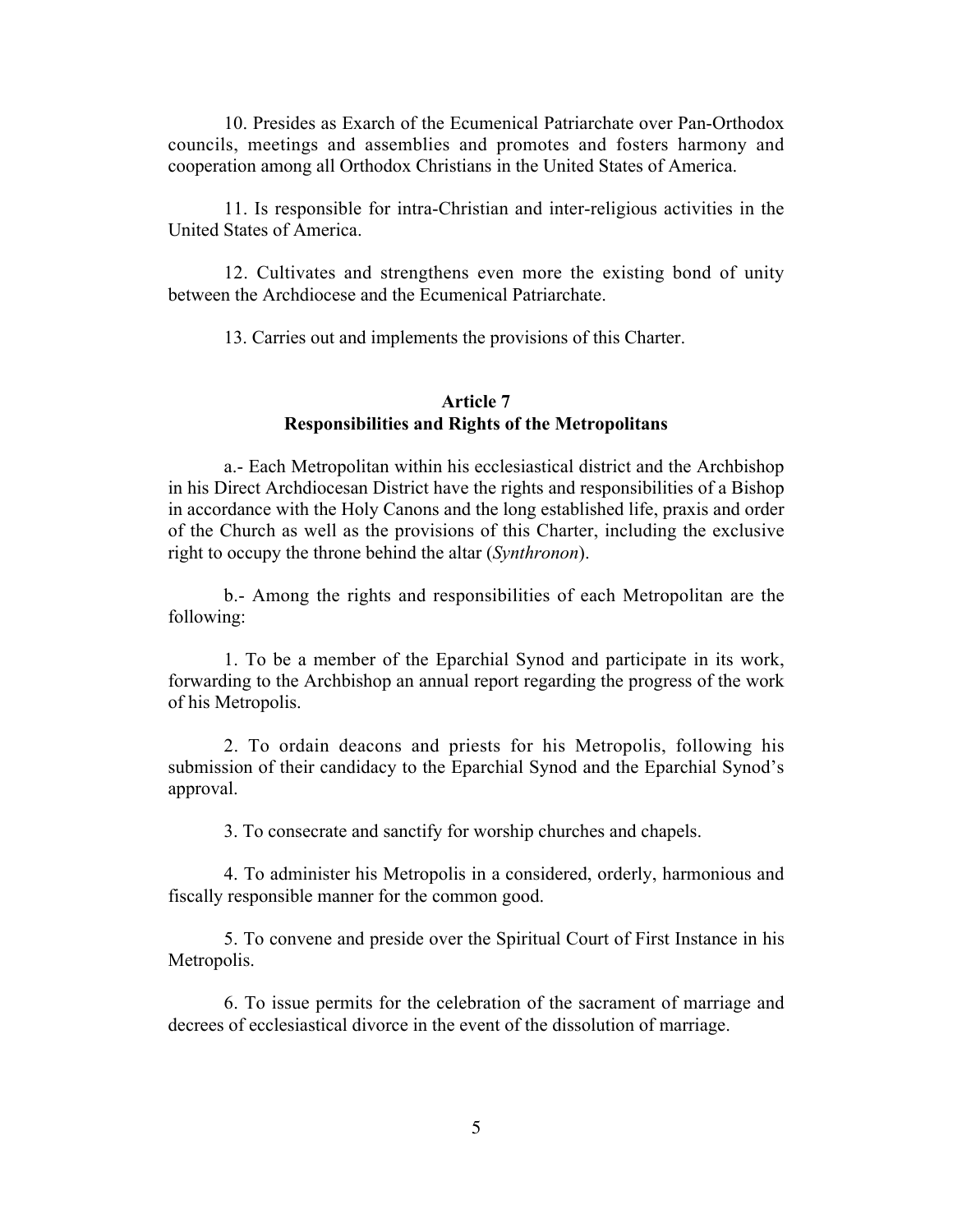10. Presides as Exarch of the Ecumenical Patriarchate over Pan-Orthodox councils, meetings and assemblies and promotes and fosters harmony and cooperation among all Orthodox Christians in the United States of America.

11. Is responsible for intra-Christian and inter-religious activities in the United States of America.

12. Cultivates and strengthens even more the existing bond of unity between the Archdiocese and the Ecumenical Patriarchate.

13. Carries out and implements the provisions of this Charter.

### Article 7
### Responsibilities and Rights of the Metropolitans

a.- Each Metropolitan within his ecclesiastical district and the Archbishop in his Direct Archdiocesan District have the rights and responsibilities of a Bishop in accordance with the Holy Canons and the long established life, praxis and order of the Church as well as the provisions of this Charter, including the exclusive right to occupy the throne behind the altar (*Synthronon*).

b.- Among the rights and responsibilities of each Metropolitan are the following:

1. To be a member of the Eparchial Synod and participate in its work, forwarding to the Archbishop an annual report regarding the progress of the work of his Metropolis.

2. To ordain deacons and priests for his Metropolis, following his submission of their candidacy to the Eparchial Synod and the Eparchial Synod's approval.

3. To consecrate and sanctify for worship churches and chapels.

4. To administer his Metropolis in a considered, orderly, harmonious and fiscally responsible manner for the common good.

5. To convene and preside over the Spiritual Court of First Instance in his Metropolis.

6. To issue permits for the celebration of the sacrament of marriage and decrees of ecclesiastical divorce in the event of the dissolution of marriage.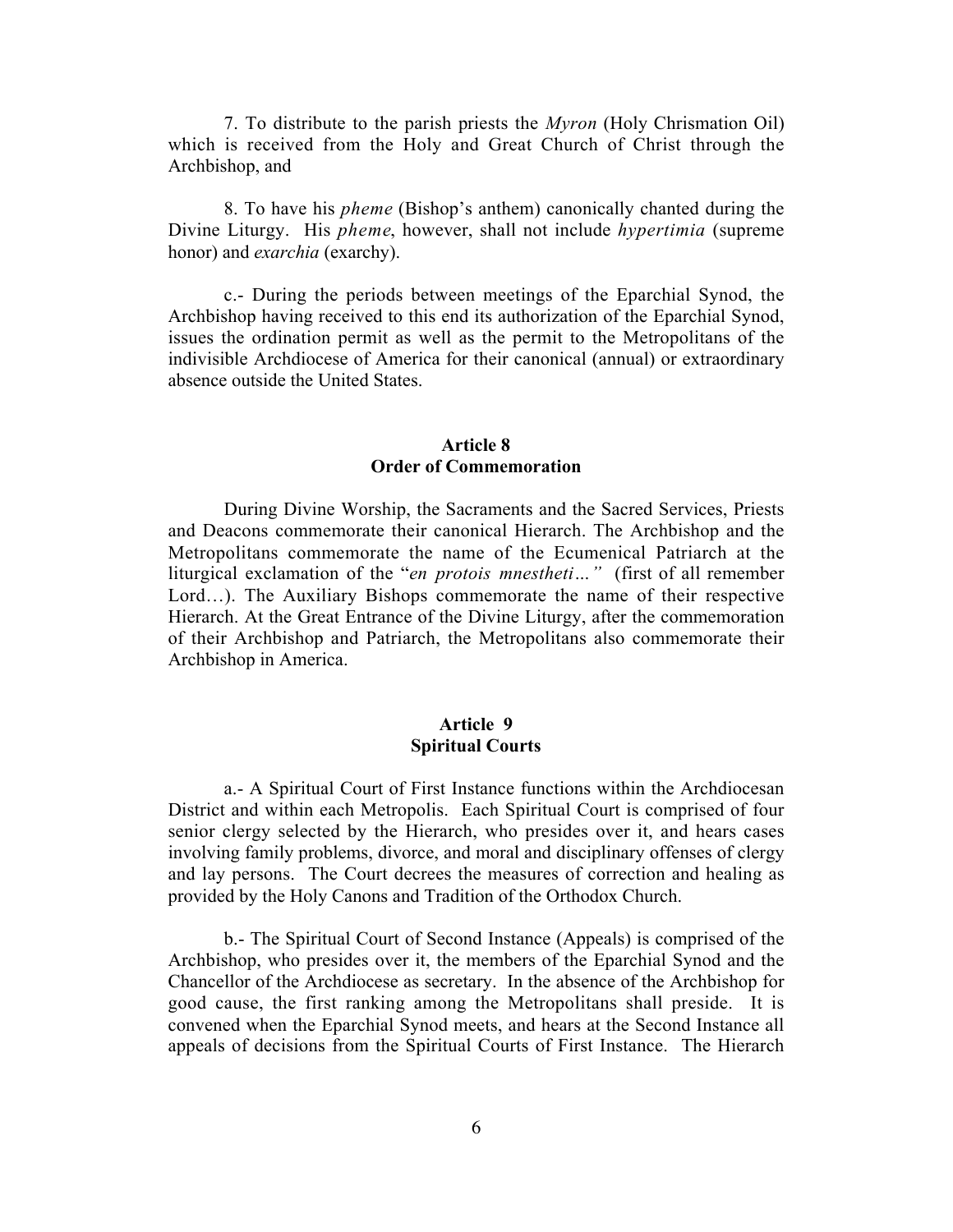7. To distribute to the parish priests the *Myron* (Holy Chrismation Oil) which is received from the Holy and Great Church of Christ through the Archbishop, and

8. To have his *pheme* (Bishop's anthem) canonically chanted during the Divine Liturgy. His *pheme*, however, shall not include *hypertimia* (supreme honor) and *exarchia* (exarchy).

c.- During the periods between meetings of the Eparchial Synod, the Archbishop having received to this end its authorization of the Eparchial Synod, issues the ordination permit as well as the permit to the Metropolitans of the indivisible Archdiocese of America for their canonical (annual) or extraordinary absence outside the United States.

## Article 8
## Order of Commemoration

During Divine Worship, the Sacraments and the Sacred Services, Priests and Deacons commemorate their canonical Hierarch. The Archbishop and the Metropolitans commemorate the name of the Ecumenical Patriarch at the liturgical exclamation of the "*en protois mnestheti…"* (first of all remember Lord…). The Auxiliary Bishops commemorate the name of their respective Hierarch. At the Great Entrance of the Divine Liturgy, after the commemoration of their Archbishop and Patriarch, the Metropolitans also commemorate their Archbishop in America.

## Article 9
## Spiritual Courts

a.- A Spiritual Court of First Instance functions within the Archdiocesan District and within each Metropolis. Each Spiritual Court is comprised of four senior clergy selected by the Hierarch, who presides over it, and hears cases involving family problems, divorce, and moral and disciplinary offenses of clergy and lay persons. The Court decrees the measures of correction and healing as provided by the Holy Canons and Tradition of the Orthodox Church.

b.- The Spiritual Court of Second Instance (Appeals) is comprised of the Archbishop, who presides over it, the members of the Eparchial Synod and the Chancellor of the Archdiocese as secretary. In the absence of the Archbishop for good cause, the first ranking among the Metropolitans shall preside. It is convened when the Eparchial Synod meets, and hears at the Second Instance all appeals of decisions from the Spiritual Courts of First Instance. The Hierarch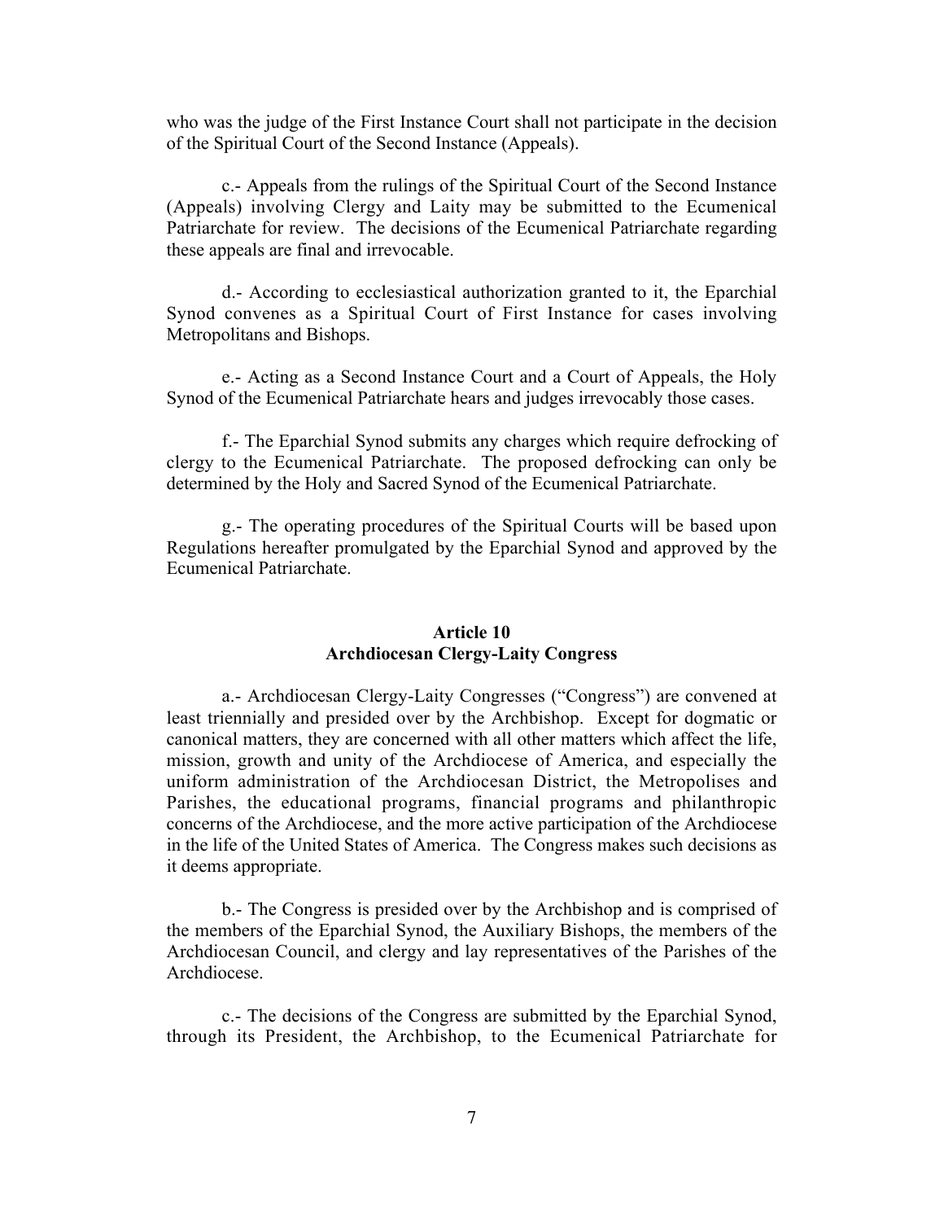who was the judge of the First Instance Court shall not participate in the decision of the Spiritual Court of the Second Instance (Appeals).

c.- Appeals from the rulings of the Spiritual Court of the Second Instance (Appeals) involving Clergy and Laity may be submitted to the Ecumenical Patriarchate for review. The decisions of the Ecumenical Patriarchate regarding these appeals are final and irrevocable.

d.- According to ecclesiastical authorization granted to it, the Eparchial Synod convenes as a Spiritual Court of First Instance for cases involving Metropolitans and Bishops.

e.- Acting as a Second Instance Court and a Court of Appeals, the Holy Synod of the Ecumenical Patriarchate hears and judges irrevocably those cases.

f.- The Eparchial Synod submits any charges which require defrocking of clergy to the Ecumenical Patriarchate. The proposed defrocking can only be determined by the Holy and Sacred Synod of the Ecumenical Patriarchate.

g.- The operating procedures of the Spiritual Courts will be based upon Regulations hereafter promulgated by the Eparchial Synod and approved by the Ecumenical Patriarchate.

## Article 10
## Archdiocesan Clergy-Laity Congress

a.- Archdiocesan Clergy-Laity Congresses ("Congress") are convened at least triennially and presided over by the Archbishop. Except for dogmatic or canonical matters, they are concerned with all other matters which affect the life, mission, growth and unity of the Archdiocese of America, and especially the uniform administration of the Archdiocesan District, the Metropolises and Parishes, the educational programs, financial programs and philanthropic concerns of the Archdiocese, and the more active participation of the Archdiocese in the life of the United States of America. The Congress makes such decisions as it deems appropriate.

b.- The Congress is presided over by the Archbishop and is comprised of the members of the Eparchial Synod, the Auxiliary Bishops, the members of the Archdiocesan Council, and clergy and lay representatives of the Parishes of the Archdiocese.

c.- The decisions of the Congress are submitted by the Eparchial Synod, through its President, the Archbishop, to the Ecumenical Patriarchate for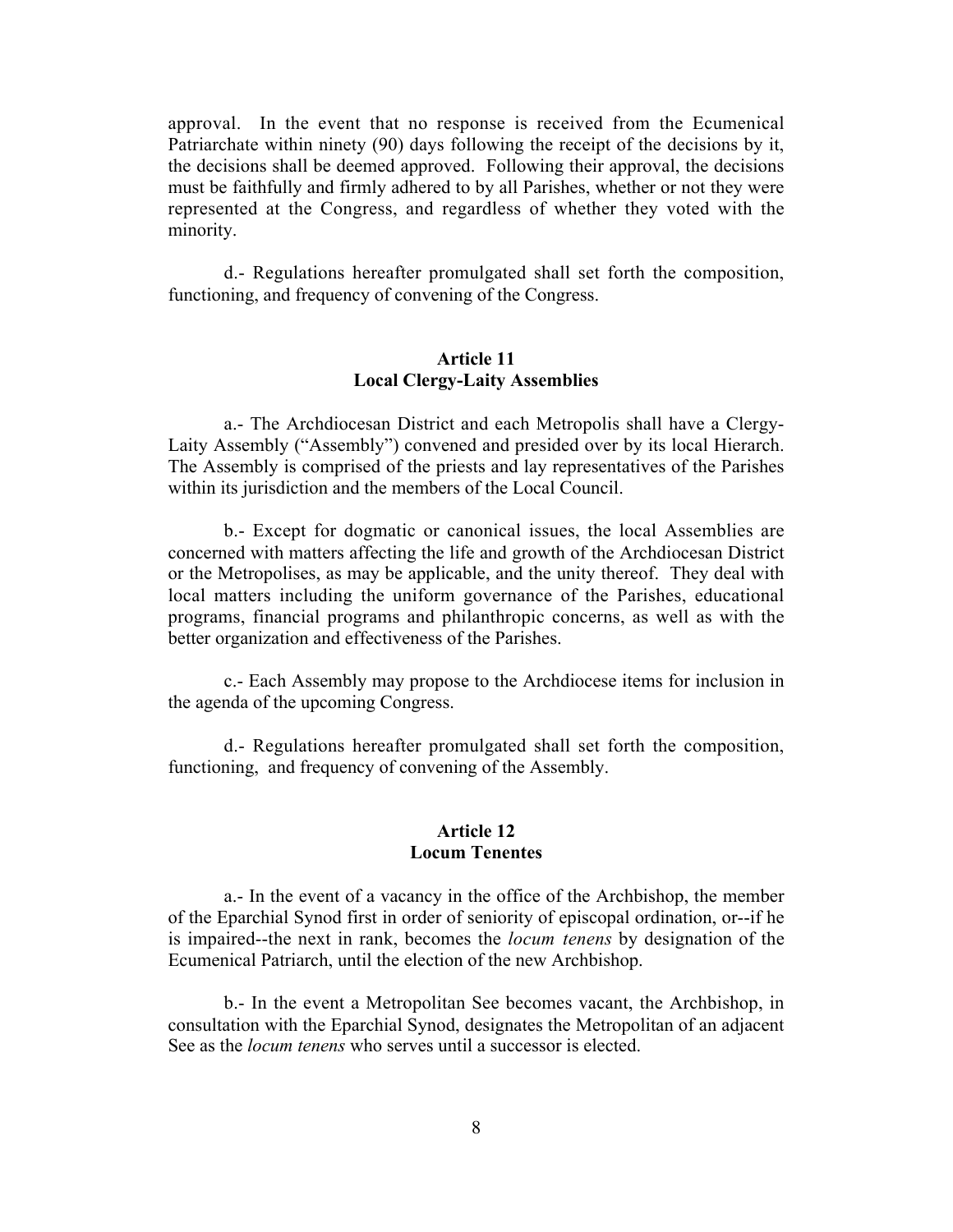approval. In the event that no response is received from the Ecumenical Patriarchate within ninety (90) days following the receipt of the decisions by it, the decisions shall be deemed approved. Following their approval, the decisions must be faithfully and firmly adhered to by all Parishes, whether or not they were represented at the Congress, and regardless of whether they voted with the minority.

d.- Regulations hereafter promulgated shall set forth the composition, functioning, and frequency of convening of the Congress.

## Article 11
## Local Clergy-Laity Assemblies

a.- The Archdiocesan District and each Metropolis shall have a Clergy-Laity Assembly ("Assembly") convened and presided over by its local Hierarch. The Assembly is comprised of the priests and lay representatives of the Parishes within its jurisdiction and the members of the Local Council.

b.- Except for dogmatic or canonical issues, the local Assemblies are concerned with matters affecting the life and growth of the Archdiocesan District or the Metropolises, as may be applicable, and the unity thereof. They deal with local matters including the uniform governance of the Parishes, educational programs, financial programs and philanthropic concerns, as well as with the better organization and effectiveness of the Parishes.

c.- Each Assembly may propose to the Archdiocese items for inclusion in the agenda of the upcoming Congress.

d.- Regulations hereafter promulgated shall set forth the composition, functioning, and frequency of convening of the Assembly.

## Article 12
## Locum Tenentes

a.- In the event of a vacancy in the office of the Archbishop, the member of the Eparchial Synod first in order of seniority of episcopal ordination, or--if he is impaired--the next in rank, becomes the *locum tenens* by designation of the Ecumenical Patriarch, until the election of the new Archbishop.

b.- In the event a Metropolitan See becomes vacant, the Archbishop, in consultation with the Eparchial Synod, designates the Metropolitan of an adjacent See as the *locum tenens* who serves until a successor is elected.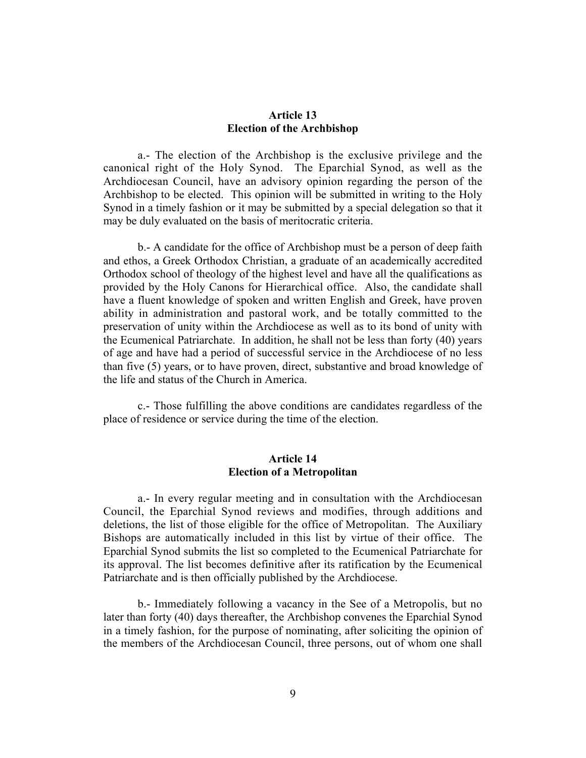## Article 13
## Election of the Archbishop

a.- The election of the Archbishop is the exclusive privilege and the canonical right of the Holy Synod. The Eparchial Synod, as well as the Archdiocesan Council, have an advisory opinion regarding the person of the Archbishop to be elected. This opinion will be submitted in writing to the Holy Synod in a timely fashion or it may be submitted by a special delegation so that it may be duly evaluated on the basis of meritocratic criteria.

b.- A candidate for the office of Archbishop must be a person of deep faith and ethos, a Greek Orthodox Christian, a graduate of an academically accredited Orthodox school of theology of the highest level and have all the qualifications as provided by the Holy Canons for Hierarchical office. Also, the candidate shall have a fluent knowledge of spoken and written English and Greek, have proven ability in administration and pastoral work, and be totally committed to the preservation of unity within the Archdiocese as well as to its bond of unity with the Ecumenical Patriarchate. In addition, he shall not be less than forty (40) years of age and have had a period of successful service in the Archdiocese of no less than five (5) years, or to have proven, direct, substantive and broad knowledge of the life and status of the Church in America.

c.- Those fulfilling the above conditions are candidates regardless of the place of residence or service during the time of the election.

## Article 14
## Election of a Metropolitan

a.- In every regular meeting and in consultation with the Archdiocesan Council, the Eparchial Synod reviews and modifies, through additions and deletions, the list of those eligible for the office of Metropolitan. The Auxiliary Bishops are automatically included in this list by virtue of their office. The Eparchial Synod submits the list so completed to the Ecumenical Patriarchate for its approval. The list becomes definitive after its ratification by the Ecumenical Patriarchate and is then officially published by the Archdiocese.

b.- Immediately following a vacancy in the See of a Metropolis, but no later than forty (40) days thereafter, the Archbishop convenes the Eparchial Synod in a timely fashion, for the purpose of nominating, after soliciting the opinion of the members of the Archdiocesan Council, three persons, out of whom one shall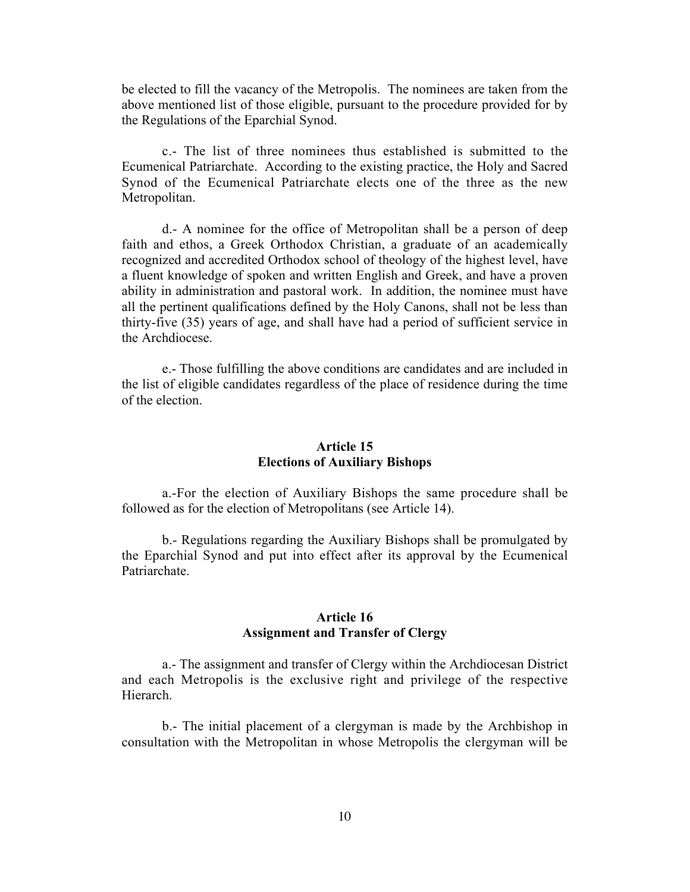be elected to fill the vacancy of the Metropolis. The nominees are taken from the above mentioned list of those eligible, pursuant to the procedure provided for by the Regulations of the Eparchial Synod.

c.- The list of three nominees thus established is submitted to the Ecumenical Patriarchate. According to the existing practice, the Holy and Sacred Synod of the Ecumenical Patriarchate elects one of the three as the new Metropolitan.

d.- A nominee for the office of Metropolitan shall be a person of deep faith and ethos, a Greek Orthodox Christian, a graduate of an academically recognized and accredited Orthodox school of theology of the highest level, have a fluent knowledge of spoken and written English and Greek, and have a proven ability in administration and pastoral work. In addition, the nominee must have all the pertinent qualifications defined by the Holy Canons, shall not be less than thirty-five (35) years of age, and shall have had a period of sufficient service in the Archdiocese.

e.- Those fulfilling the above conditions are candidates and are included in the list of eligible candidates regardless of the place of residence during the time of the election.

### Article 15
### Elections of Auxiliary Bishops

a.-For the election of Auxiliary Bishops the same procedure shall be followed as for the election of Metropolitans (see Article 14).

b.- Regulations regarding the Auxiliary Bishops shall be promulgated by the Eparchial Synod and put into effect after its approval by the Ecumenical Patriarchate.

### Article 16
### Assignment and Transfer of Clergy

a.- The assignment and transfer of Clergy within the Archdiocesan District and each Metropolis is the exclusive right and privilege of the respective Hierarch.

b.- The initial placement of a clergyman is made by the Archbishop in consultation with the Metropolitan in whose Metropolis the clergyman will be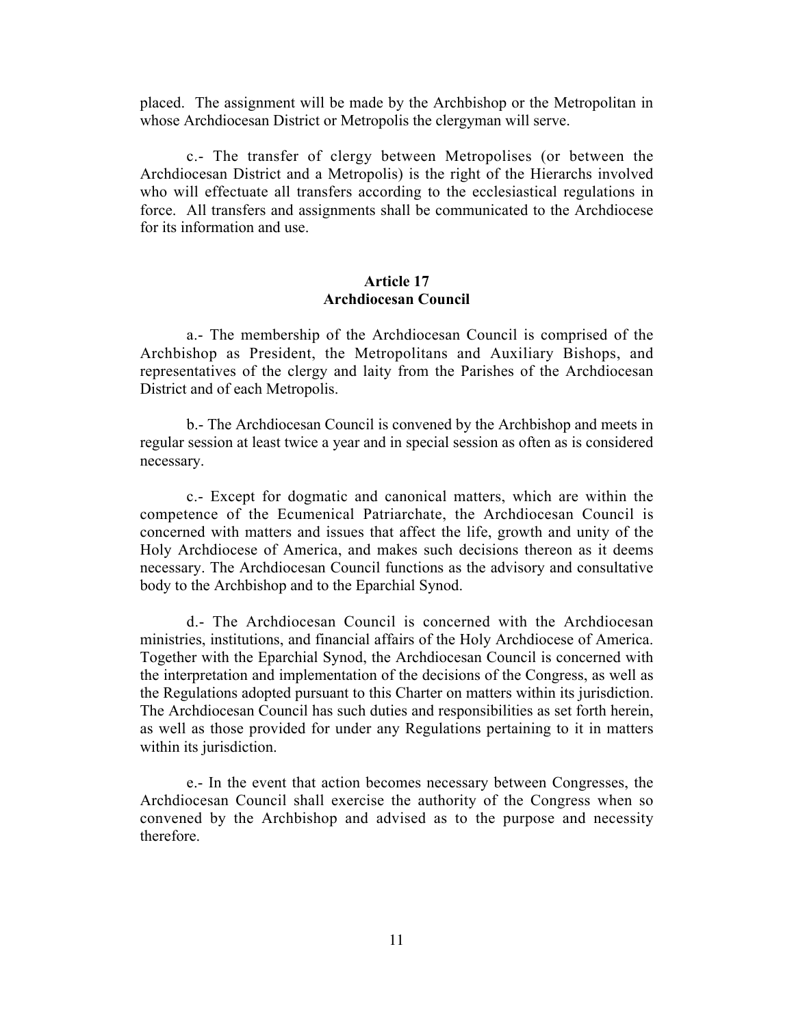placed. The assignment will be made by the Archbishop or the Metropolitan in whose Archdiocesan District or Metropolis the clergyman will serve.

c.- The transfer of clergy between Metropolises (or between the Archdiocesan District and a Metropolis) is the right of the Hierarchs involved who will effectuate all transfers according to the ecclesiastical regulations in force. All transfers and assignments shall be communicated to the Archdiocese for its information and use.

## Article 17
## Archdiocesan Council

a.- The membership of the Archdiocesan Council is comprised of the Archbishop as President, the Metropolitans and Auxiliary Bishops, and representatives of the clergy and laity from the Parishes of the Archdiocesan District and of each Metropolis.

b.- The Archdiocesan Council is convened by the Archbishop and meets in regular session at least twice a year and in special session as often as is considered necessary.

c.- Except for dogmatic and canonical matters, which are within the competence of the Ecumenical Patriarchate, the Archdiocesan Council is concerned with matters and issues that affect the life, growth and unity of the Holy Archdiocese of America, and makes such decisions thereon as it deems necessary. The Archdiocesan Council functions as the advisory and consultative body to the Archbishop and to the Eparchial Synod.

d.- The Archdiocesan Council is concerned with the Archdiocesan ministries, institutions, and financial affairs of the Holy Archdiocese of America. Together with the Eparchial Synod, the Archdiocesan Council is concerned with the interpretation and implementation of the decisions of the Congress, as well as the Regulations adopted pursuant to this Charter on matters within its jurisdiction. The Archdiocesan Council has such duties and responsibilities as set forth herein, as well as those provided for under any Regulations pertaining to it in matters within its jurisdiction.

e.- In the event that action becomes necessary between Congresses, the Archdiocesan Council shall exercise the authority of the Congress when so convened by the Archbishop and advised as to the purpose and necessity therefore.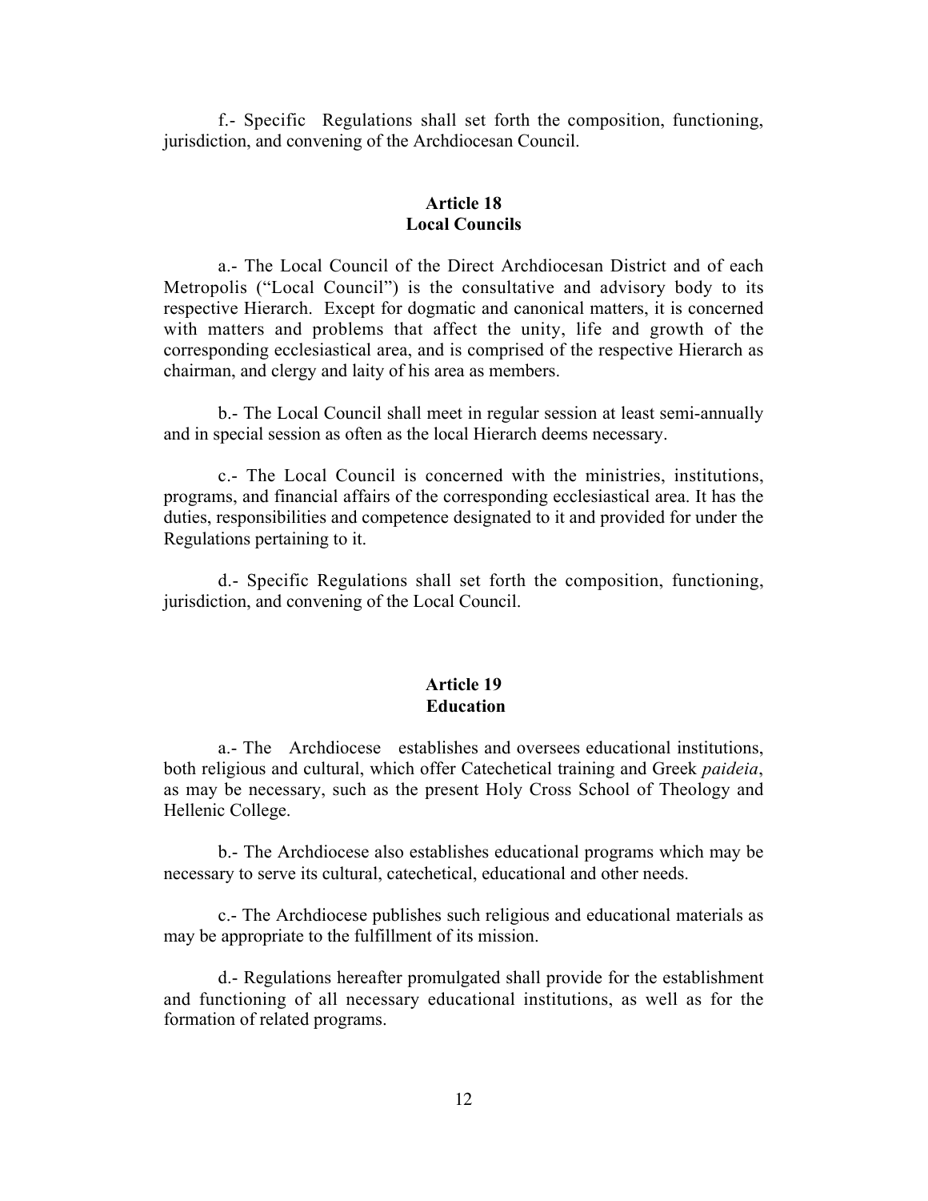f.- Specific Regulations shall set forth the composition, functioning, jurisdiction, and convening of the Archdiocesan Council.

### Article 18
### Local Councils

a.- The Local Council of the Direct Archdiocesan District and of each Metropolis ("Local Council") is the consultative and advisory body to its respective Hierarch. Except for dogmatic and canonical matters, it is concerned with matters and problems that affect the unity, life and growth of the corresponding ecclesiastical area, and is comprised of the respective Hierarch as chairman, and clergy and laity of his area as members.

b.- The Local Council shall meet in regular session at least semi-annually and in special session as often as the local Hierarch deems necessary.

c.- The Local Council is concerned with the ministries, institutions, programs, and financial affairs of the corresponding ecclesiastical area. It has the duties, responsibilities and competence designated to it and provided for under the Regulations pertaining to it.

d.- Specific Regulations shall set forth the composition, functioning, jurisdiction, and convening of the Local Council.

### Article 19
### Education

a.- The Archdiocese establishes and oversees educational institutions, both religious and cultural, which offer Catechetical training and Greek *paideia*, as may be necessary, such as the present Holy Cross School of Theology and Hellenic College.

b.- The Archdiocese also establishes educational programs which may be necessary to serve its cultural, catechetical, educational and other needs.

c.- The Archdiocese publishes such religious and educational materials as may be appropriate to the fulfillment of its mission.

d.- Regulations hereafter promulgated shall provide for the establishment and functioning of all necessary educational institutions, as well as for the formation of related programs.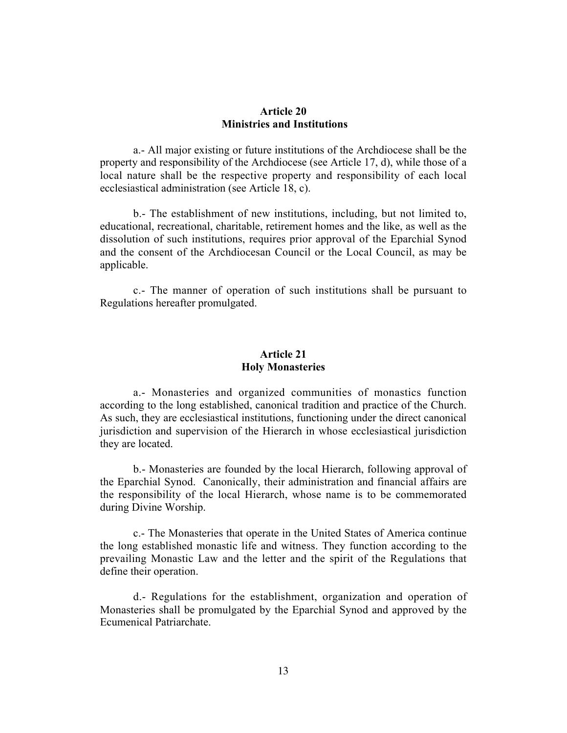## Article 20
## Ministries and Institutions

a.- All major existing or future institutions of the Archdiocese shall be the property and responsibility of the Archdiocese (see Article 17, d), while those of a local nature shall be the respective property and responsibility of each local ecclesiastical administration (see Article 18, c).

b.- The establishment of new institutions, including, but not limited to, educational, recreational, charitable, retirement homes and the like, as well as the dissolution of such institutions, requires prior approval of the Eparchial Synod and the consent of the Archdiocesan Council or the Local Council, as may be applicable.

c.- The manner of operation of such institutions shall be pursuant to Regulations hereafter promulgated.

## Article 21
## Holy Monasteries

a.- Monasteries and organized communities of monastics function according to the long established, canonical tradition and practice of the Church. As such, they are ecclesiastical institutions, functioning under the direct canonical jurisdiction and supervision of the Hierarch in whose ecclesiastical jurisdiction they are located.

b.- Monasteries are founded by the local Hierarch, following approval of the Eparchial Synod. Canonically, their administration and financial affairs are the responsibility of the local Hierarch, whose name is to be commemorated during Divine Worship.

c.- The Monasteries that operate in the United States of America continue the long established monastic life and witness. They function according to the prevailing Monastic Law and the letter and the spirit of the Regulations that define their operation.

d.- Regulations for the establishment, organization and operation of Monasteries shall be promulgated by the Eparchial Synod and approved by the Ecumenical Patriarchate.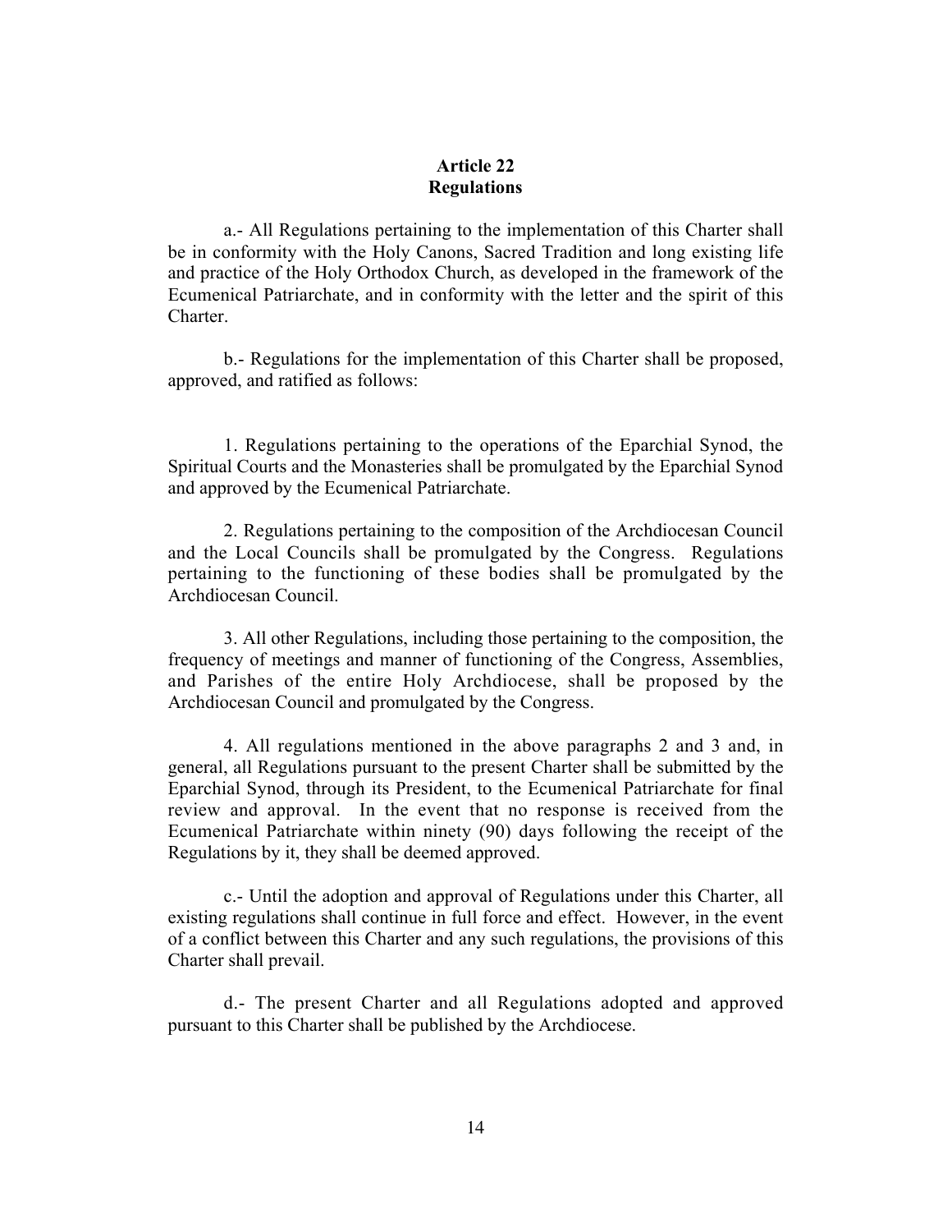## Article 22
## Regulations

a.- All Regulations pertaining to the implementation of this Charter shall be in conformity with the Holy Canons, Sacred Tradition and long existing life and practice of the Holy Orthodox Church, as developed in the framework of the Ecumenical Patriarchate, and in conformity with the letter and the spirit of this Charter.

b.- Regulations for the implementation of this Charter shall be proposed, approved, and ratified as follows:

1. Regulations pertaining to the operations of the Eparchial Synod, the Spiritual Courts and the Monasteries shall be promulgated by the Eparchial Synod and approved by the Ecumenical Patriarchate.

2. Regulations pertaining to the composition of the Archdiocesan Council and the Local Councils shall be promulgated by the Congress. Regulations pertaining to the functioning of these bodies shall be promulgated by the Archdiocesan Council.

3. All other Regulations, including those pertaining to the composition, the frequency of meetings and manner of functioning of the Congress, Assemblies, and Parishes of the entire Holy Archdiocese, shall be proposed by the Archdiocesan Council and promulgated by the Congress.

4. All regulations mentioned in the above paragraphs 2 and 3 and, in general, all Regulations pursuant to the present Charter shall be submitted by the Eparchial Synod, through its President, to the Ecumenical Patriarchate for final review and approval. In the event that no response is received from the Ecumenical Patriarchate within ninety (90) days following the receipt of the Regulations by it, they shall be deemed approved.

c.- Until the adoption and approval of Regulations under this Charter, all existing regulations shall continue in full force and effect. However, in the event of a conflict between this Charter and any such regulations, the provisions of this Charter shall prevail.

d.- The present Charter and all Regulations adopted and approved pursuant to this Charter shall be published by the Archdiocese.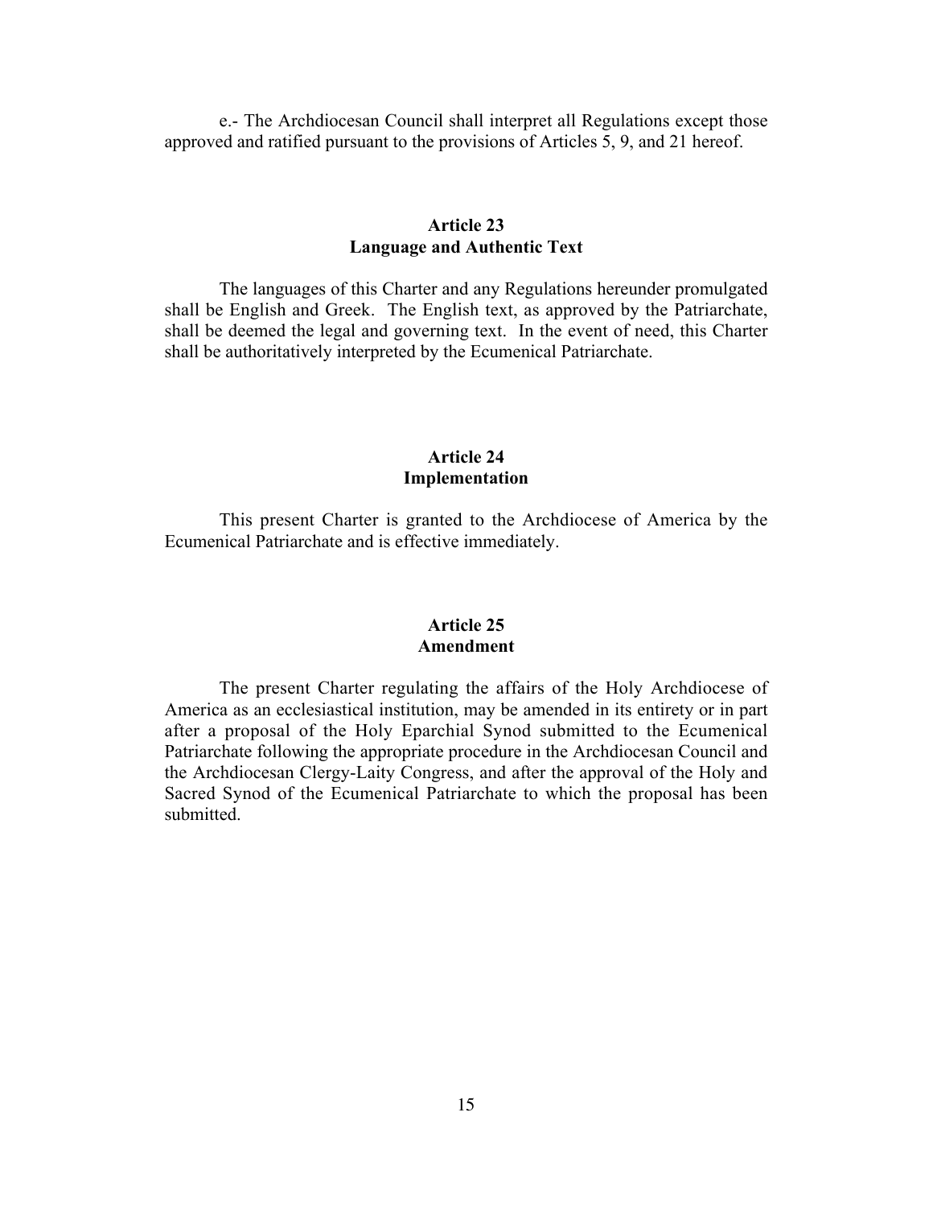e.- The Archdiocesan Council shall interpret all Regulations except those approved and ratified pursuant to the provisions of Articles 5, 9, and 21 hereof.

## Article 23
## Language and Authentic Text

The languages of this Charter and any Regulations hereunder promulgated shall be English and Greek. The English text, as approved by the Patriarchate, shall be deemed the legal and governing text. In the event of need, this Charter shall be authoritatively interpreted by the Ecumenical Patriarchate.

## Article 24
## Implementation

This present Charter is granted to the Archdiocese of America by the Ecumenical Patriarchate and is effective immediately.

## Article 25
## Amendment

The present Charter regulating the affairs of the Holy Archdiocese of America as an ecclesiastical institution, may be amended in its entirety or in part after a proposal of the Holy Eparchial Synod submitted to the Ecumenical Patriarchate following the appropriate procedure in the Archdiocesan Council and the Archdiocesan Clergy-Laity Congress, and after the approval of the Holy and Sacred Synod of the Ecumenical Patriarchate to which the proposal has been submitted.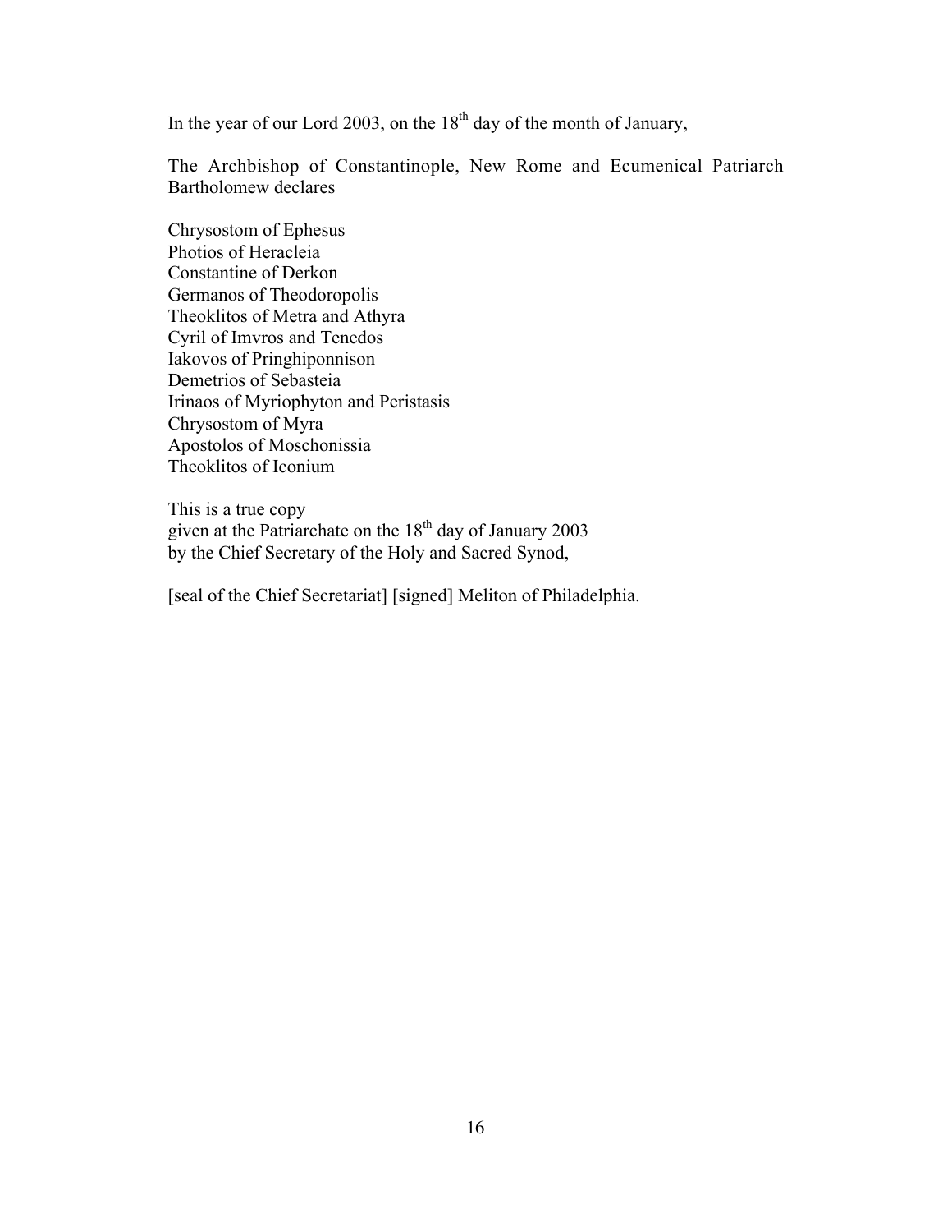In the year of our Lord 2003, on the 18th day of the month of January,

The Archbishop of Constantinople, New Rome and Ecumenical Patriarch Bartholomew declares

Chrysostom of Ephesus
Photios of Heracleia
Constantine of Derkon
Germanos of Theodoropolis
Theoklitos of Metra and Athyra
Cyril of Imvros and Tenedos
Iakovos of Pringhiponnison
Demetrios of Sebasteia
Irinaos of Myriophyton and Peristasis
Chrysostom of Myra
Apostolos of Moschonissia
Theoklitos of Iconium

This is a true copy
given at the Patriarchate on the 18th day of January 2003
by the Chief Secretary of the Holy and Sacred Synod,

[seal of the Chief Secretariat] [signed] Meliton of Philadelphia.